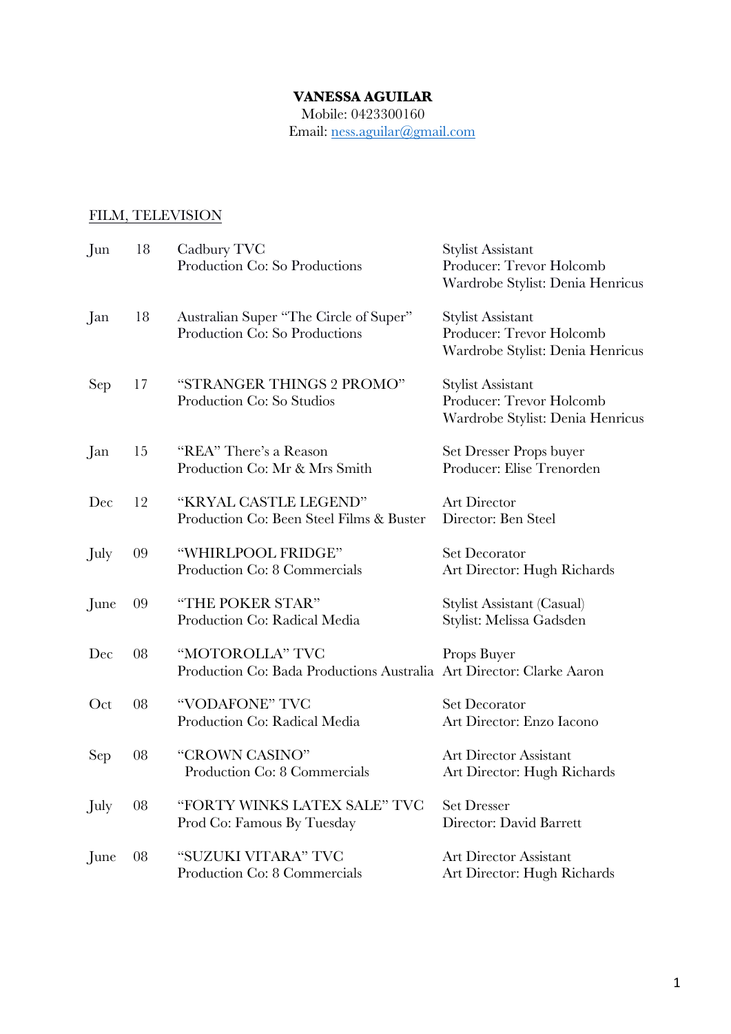**VANESSA AGUILAR**

Mobile: 0423300160

Email: ness.aguilar@gmail.com

FILM, TELEVISION

| | | | |
|---|---|---|---|
| Jun | 18 | Cadbury TVC<br>Production Co: So Productions | Stylist Assistant<br>Producer: Trevor Holcomb<br>Wardrobe Stylist: Denia Henricus |
| Jan | 18 | Australian Super "The Circle of Super"<br>Production Co: So Productions | Stylist Assistant<br>Producer: Trevor Holcomb<br>Wardrobe Stylist: Denia Henricus |
| Sep | 17 | "STRANGER THINGS 2 PROMO"<br>Production Co: So Studios | Stylist Assistant<br>Producer: Trevor Holcomb<br>Wardrobe Stylist: Denia Henricus |
| Jan | 15 | "REA" There's a Reason<br>Production Co: Mr & Mrs Smith | Set Dresser Props buyer<br>Producer: Elise Trenorden |
| Dec | 12 | "KRYAL CASTLE LEGEND"<br>Production Co: Been Steel Films & Buster | Art Director<br>Director: Ben Steel |
| July | 09 | "WHIRLPOOL FRIDGE"<br>Production Co: 8 Commercials | Set Decorator<br>Art Director: Hugh Richards |
| June | 09 | "THE POKER STAR"<br>Production Co: Radical Media | Stylist Assistant (Casual)<br>Stylist: Melissa Gadsden |
| Dec | 08 | "MOTOROLLA" TVC<br>Production Co: Bada Productions Australia | Props Buyer<br>Art Director: Clarke Aaron |
| Oct | 08 | "VODAFONE" TVC<br>Production Co: Radical Media | Set Decorator<br>Art Director: Enzo Iacono |
| Sep | 08 | "CROWN CASINO"<br>Production Co: 8 Commercials | Art Director Assistant<br>Art Director: Hugh Richards |
| July | 08 | "FORTY WINKS LATEX SALE" TVC<br>Prod Co: Famous By Tuesday | Set Dresser<br>Director: David Barrett |
| June | 08 | "SUZUKI VITARA" TVC<br>Production Co: 8 Commercials | Art Director Assistant<br>Art Director: Hugh Richards |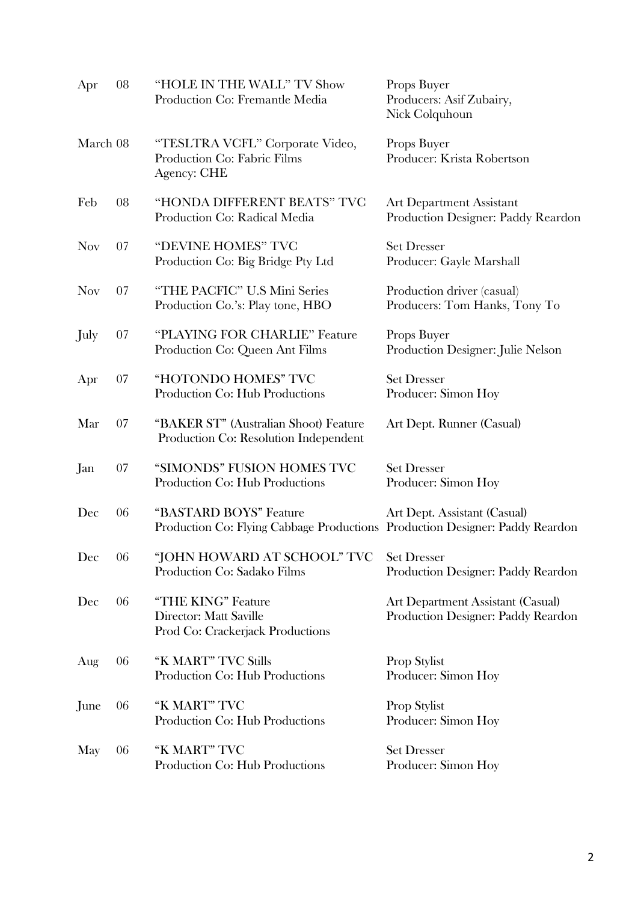| Date | | Project | Role |
|---|---|---|---|
| Apr | 08 | "HOLE IN THE WALL" TV Show<br>Production Co: Fremantle Media | Props Buyer<br>Producers: Asif Zubairy,<br>Nick Colquhoun |
| March 08 | | "TESLTRA VCFL" Corporate Video,<br>Production Co: Fabric Films<br>Agency: CHE | Props Buyer<br>Producer: Krista Robertson |
| Feb | 08 | "HONDA DIFFERENT BEATS" TVC<br>Production Co: Radical Media | Art Department Assistant<br>Production Designer: Paddy Reardon |
| Nov | 07 | "DEVINE HOMES" TVC<br>Production Co: Big Bridge Pty Ltd | Set Dresser<br>Producer: Gayle Marshall |
| Nov | 07 | "THE PACFIC" U.S Mini Series<br>Production Co.'s: Play tone, HBO | Production driver (casual)<br>Producers: Tom Hanks, Tony To |
| July | 07 | "PLAYING FOR CHARLIE" Feature<br>Production Co: Queen Ant Films | Props Buyer<br>Production Designer: Julie Nelson |
| Apr | 07 | "HOTONDO HOMES" TVC<br>Production Co: Hub Productions | Set Dresser<br>Producer: Simon Hoy |
| Mar | 07 | "BAKER ST" (Australian Shoot) Feature<br>Production Co: Resolution Independent | Art Dept. Runner (Casual) |
| Jan | 07 | "SIMONDS" FUSION HOMES TVC<br>Production Co: Hub Productions | Set Dresser<br>Producer: Simon Hoy |
| Dec | 06 | "BASTARD BOYS" Feature<br>Production Co: Flying Cabbage Productions | Art Dept. Assistant (Casual)<br>Production Designer: Paddy Reardon |
| Dec | 06 | "JOHN HOWARD AT SCHOOL" TVC<br>Production Co: Sadako Films | Set Dresser<br>Production Designer: Paddy Reardon |
| Dec | 06 | "THE KING" Feature<br>Director: Matt Saville<br>Prod Co: Crackerjack Productions | Art Department Assistant (Casual)<br>Production Designer: Paddy Reardon |
| Aug | 06 | "K MART" TVC Stills<br>Production Co: Hub Productions | Prop Stylist<br>Producer: Simon Hoy |
| June | 06 | "K MART" TVC<br>Production Co: Hub Productions | Prop Stylist<br>Producer: Simon Hoy |
| May | 06 | "K MART" TVC<br>Production Co: Hub Productions | Set Dresser<br>Producer: Simon Hoy |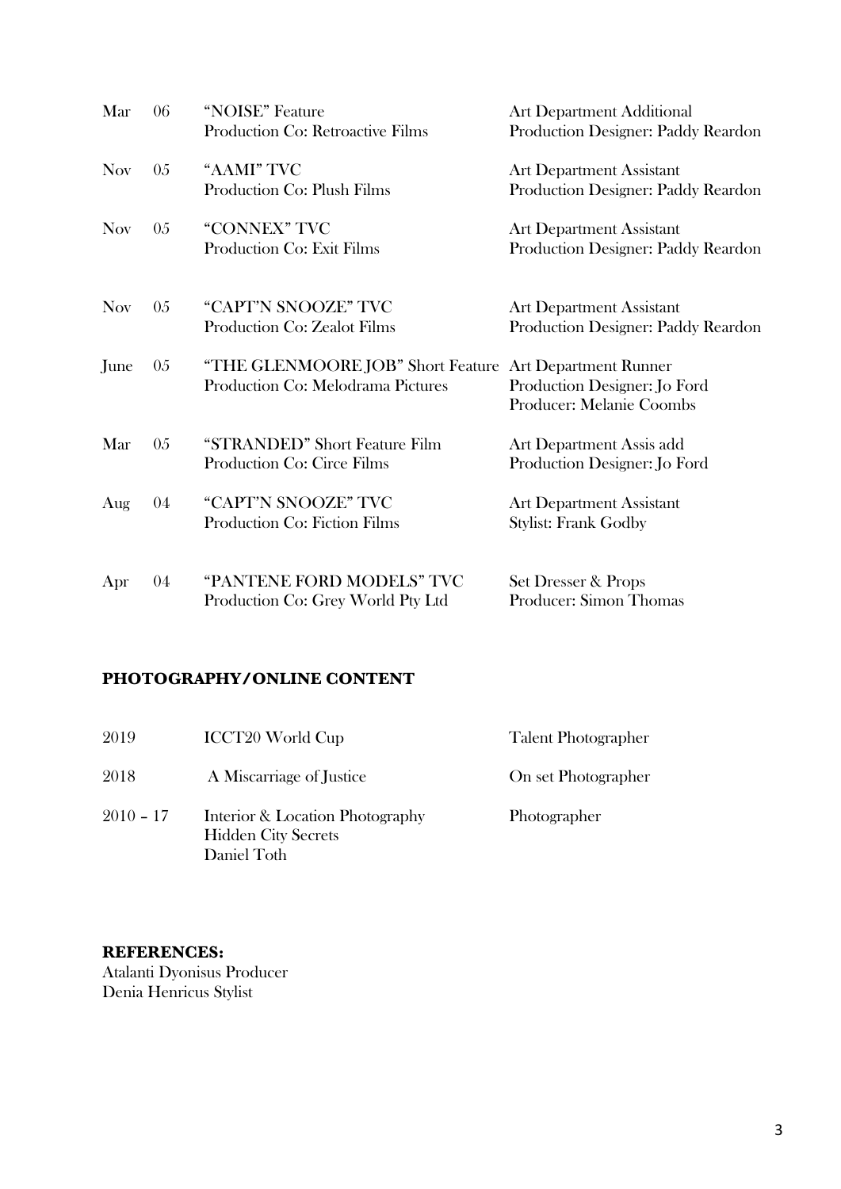| | | | |
|---|---|---|---|
| Mar | 06 | "NOISE" Feature<br>Production Co: Retroactive Films | Art Department Additional<br>Production Designer: Paddy Reardon |
| Nov | 05 | "AAMI" TVC<br>Production Co: Plush Films | Art Department Assistant<br>Production Designer: Paddy Reardon |
| Nov | 05 | "CONNEX" TVC<br>Production Co: Exit Films | Art Department Assistant<br>Production Designer: Paddy Reardon |
| Nov | 05 | "CAPT'N SNOOZE" TVC<br>Production Co: Zealot Films | Art Department Assistant<br>Production Designer: Paddy Reardon |
| June | 05 | "THE GLENMOORE JOB" Short Feature<br>Production Co: Melodrama Pictures | Art Department Runner<br>Production Designer: Jo Ford<br>Producer: Melanie Coombs |
| Mar | 05 | "STRANDED" Short Feature Film<br>Production Co: Circe Films | Art Department Assis add<br>Production Designer: Jo Ford |
| Aug | 04 | "CAPT'N SNOOZE" TVC<br>Production Co: Fiction Films | Art Department Assistant<br>Stylist: Frank Godby |
| Apr | 04 | "PANTENE FORD MODELS" TVC<br>Production Co: Grey World Pty Ltd | Set Dresser & Props<br>Producer: Simon Thomas |

## PHOTOGRAPHY/ONLINE CONTENT

| | | |
|---|---|---|
| 2019 | ICCT20 World Cup | Talent Photographer |
| 2018 | A Miscarriage of Justice | On set Photographer |
| 2010 – 17 | Interior & Location Photography<br>Hidden City Secrets<br>Daniel Toth | Photographer |

**REFERENCES:**

Atalanti Dyonisus Producer
Denia Henricus Stylist